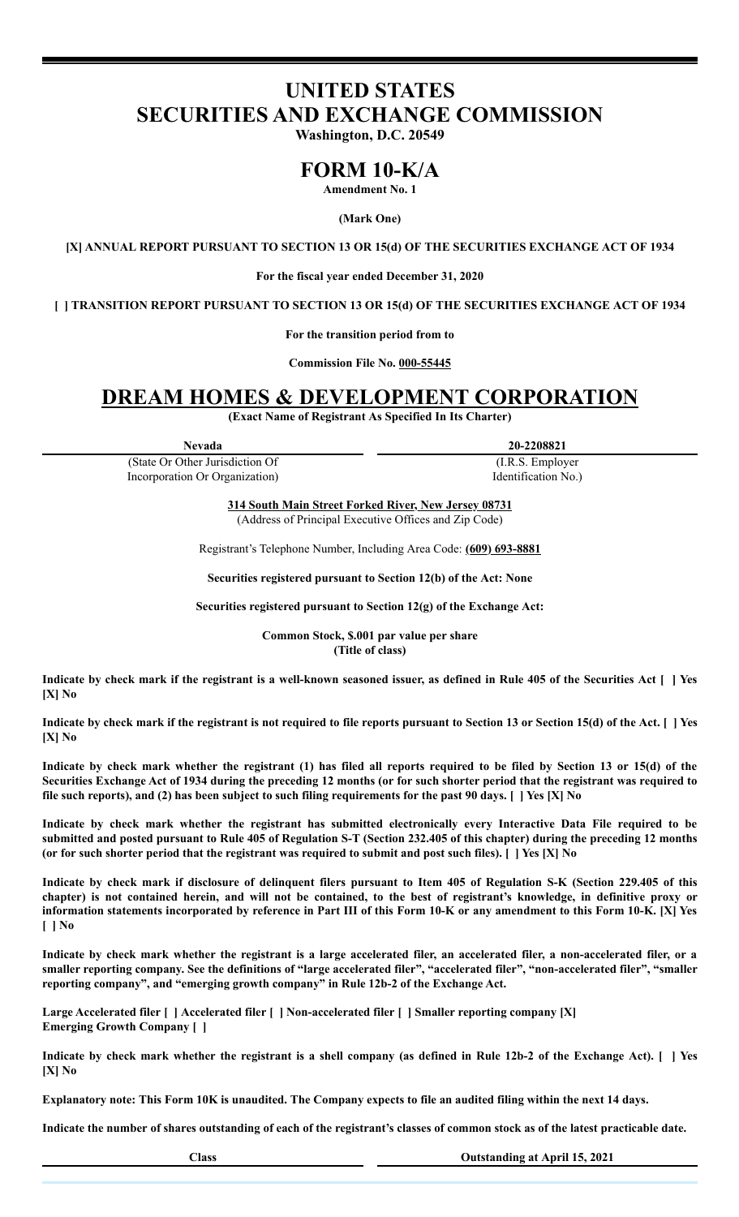# UNITED STATES SECURITIES AND EXCHANGE COMMISSION

**Washington, D.C. 20549**

# FORM 10-K/A

**Amendment No. 1**

**(Mark One)**

**[X] ANNUAL REPORT PURSUANT TO SECTION 13 OR 15(d) OF THE SECURITIES EXCHANGE ACT OF 1934**

**For the fiscal year ended December 31, 2020**

**[ ] TRANSITION REPORT PURSUANT TO SECTION 13 OR 15(d) OF THE SECURITIES EXCHANGE ACT OF 1934**

**For the transition period from to**

**Commission File No. 000-55445**

# DREAM HOMES & DEVELOPMENT CORPORATION

**(Exact Name of Registrant As Specified In Its Charter)**

| **Nevada** | **20-2208821** |
|---|---|
| (State Or Other Jurisdiction Of Incorporation Or Organization) | (I.R.S. Employer Identification No.) |

**314 South Main Street Forked River, New Jersey 08731**
(Address of Principal Executive Offices and Zip Code)

Registrant's Telephone Number, Including Area Code: **(609) 693-8881**

**Securities registered pursuant to Section 12(b) of the Act: None**

**Securities registered pursuant to Section 12(g) of the Exchange Act:**

**Common Stock, $.001 par value per share**
**(Title of class)**

**Indicate by check mark if the registrant is a well-known seasoned issuer, as defined in Rule 405 of the Securities Act [ ] Yes [X] No**

**Indicate by check mark if the registrant is not required to file reports pursuant to Section 13 or Section 15(d) of the Act. [ ] Yes [X] No**

**Indicate by check mark whether the registrant (1) has filed all reports required to be filed by Section 13 or 15(d) of the Securities Exchange Act of 1934 during the preceding 12 months (or for such shorter period that the registrant was required to file such reports), and (2) has been subject to such filing requirements for the past 90 days. [ ] Yes [X] No**

**Indicate by check mark whether the registrant has submitted electronically every Interactive Data File required to be submitted and posted pursuant to Rule 405 of Regulation S-T (Section 232.405 of this chapter) during the preceding 12 months (or for such shorter period that the registrant was required to submit and post such files). [ ] Yes [X] No**

**Indicate by check mark if disclosure of delinquent filers pursuant to Item 405 of Regulation S-K (Section 229.405 of this chapter) is not contained herein, and will not be contained, to the best of registrant's knowledge, in definitive proxy or information statements incorporated by reference in Part III of this Form 10-K or any amendment to this Form 10-K. [X] Yes [ ] No**

**Indicate by check mark whether the registrant is a large accelerated filer, an accelerated filer, a non-accelerated filer, or a smaller reporting company. See the definitions of "large accelerated filer", "accelerated filer", "non-accelerated filer", "smaller reporting company", and "emerging growth company" in Rule 12b-2 of the Exchange Act.**

**Large Accelerated filer [ ] Accelerated filer [ ] Non-accelerated filer [ ] Smaller reporting company [X]**
**Emerging Growth Company [ ]**

**Indicate by check mark whether the registrant is a shell company (as defined in Rule 12b-2 of the Exchange Act). [ ] Yes [X] No**

**Explanatory note: This Form 10K is unaudited. The Company expects to file an audited filing within the next 14 days.**

**Indicate the number of shares outstanding of each of the registrant's classes of common stock as of the latest practicable date.**

| **Class** | **Outstanding at April 15, 2021** |
|---|---|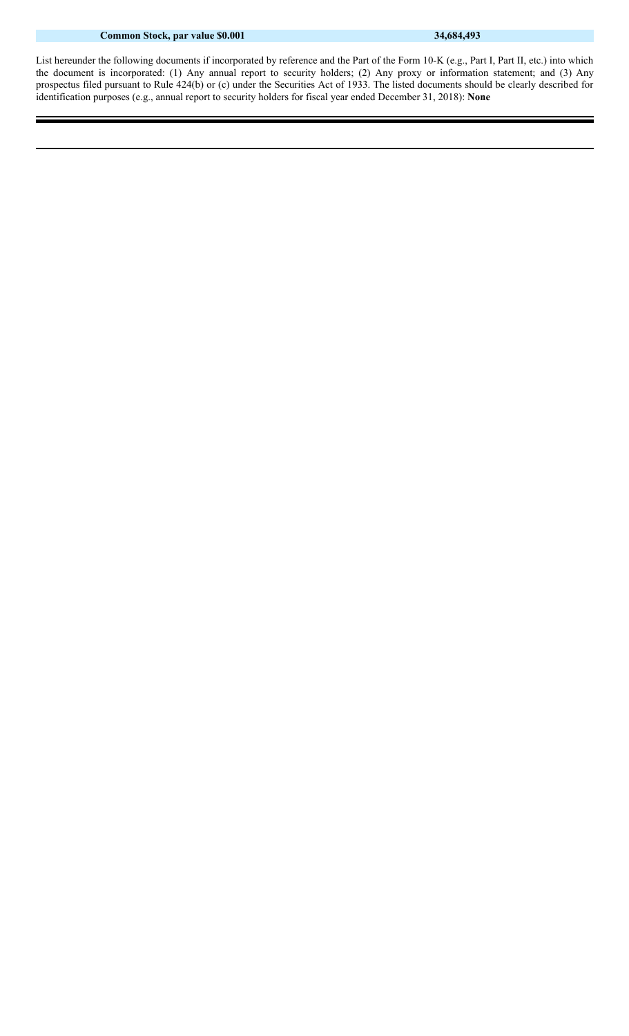| Common Stock, par value $0.001 | 34,684,493 |
| --- | --- |

List hereunder the following documents if incorporated by reference and the Part of the Form 10-K (e.g., Part I, Part II, etc.) into which the document is incorporated: (1) Any annual report to security holders; (2) Any proxy or information statement; and (3) Any prospectus filed pursuant to Rule 424(b) or (c) under the Securities Act of 1933. The listed documents should be clearly described for identification purposes (e.g., annual report to security holders for fiscal year ended December 31, 2018): **None**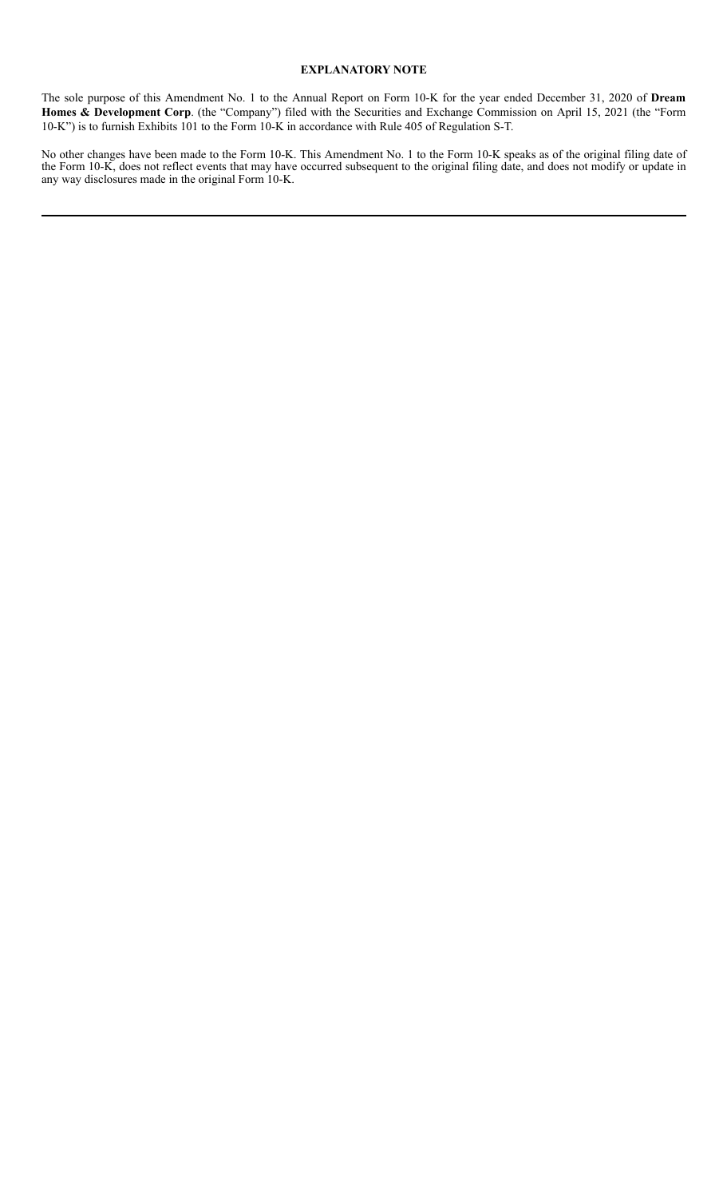**EXPLANATORY NOTE**

The sole purpose of this Amendment No. 1 to the Annual Report on Form 10-K for the year ended December 31, 2020 of **Dream Homes & Development Corp**. (the "Company") filed with the Securities and Exchange Commission on April 15, 2021 (the "Form 10-K") is to furnish Exhibits 101 to the Form 10-K in accordance with Rule 405 of Regulation S-T.

No other changes have been made to the Form 10-K. This Amendment No. 1 to the Form 10-K speaks as of the original filing date of the Form 10-K, does not reflect events that may have occurred subsequent to the original filing date, and does not modify or update in any way disclosures made in the original Form 10-K.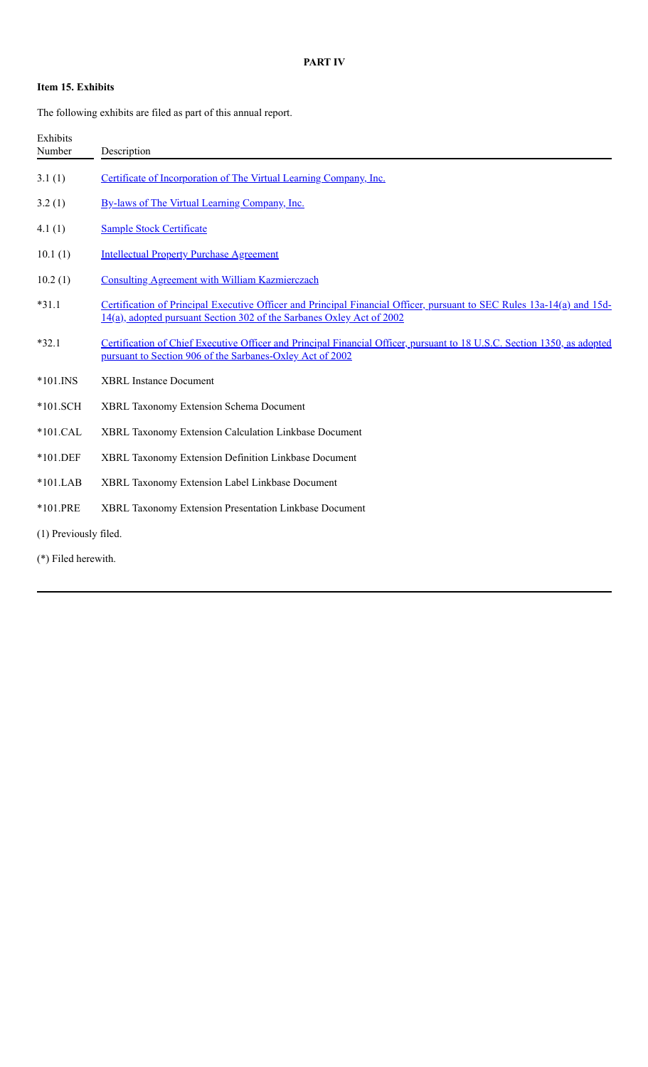# PART IV

## Item 15. Exhibits

The following exhibits are filed as part of this annual report.

| Exhibits Number | Description |
|---|---|
| 3.1 (1) | Certificate of Incorporation of The Virtual Learning Company, Inc. |
| 3.2 (1) | By-laws of The Virtual Learning Company, Inc. |
| 4.1 (1) | Sample Stock Certificate |
| 10.1 (1) | Intellectual Property Purchase Agreement |
| 10.2 (1) | Consulting Agreement with William Kazmierczach |
| *31.1 | Certification of Principal Executive Officer and Principal Financial Officer, pursuant to SEC Rules 13a-14(a) and 15d-14(a), adopted pursuant Section 302 of the Sarbanes Oxley Act of 2002 |
| *32.1 | Certification of Chief Executive Officer and Principal Financial Officer, pursuant to 18 U.S.C. Section 1350, as adopted pursuant to Section 906 of the Sarbanes-Oxley Act of 2002 |
| *101.INS | XBRL Instance Document |
| *101.SCH | XBRL Taxonomy Extension Schema Document |
| *101.CAL | XBRL Taxonomy Extension Calculation Linkbase Document |
| *101.DEF | XBRL Taxonomy Extension Definition Linkbase Document |
| *101.LAB | XBRL Taxonomy Extension Label Linkbase Document |
| *101.PRE | XBRL Taxonomy Extension Presentation Linkbase Document |

(1) Previously filed.

(*) Filed herewith.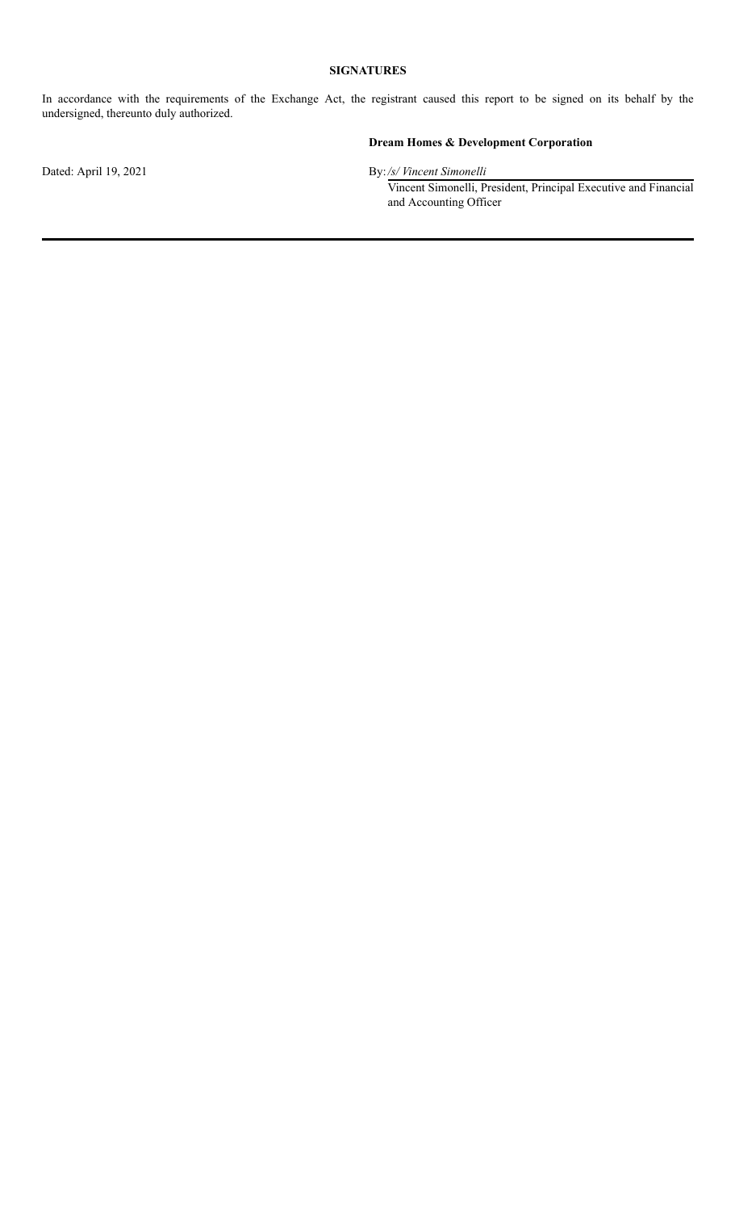**SIGNATURES**

In accordance with the requirements of the Exchange Act, the registrant caused this report to be signed on its behalf by the undersigned, thereunto duly authorized.

**Dream Homes & Development Corporation**

Dated: April 19, 2021

By: */s/ Vincent Simonelli*

Vincent Simonelli, President, Principal Executive and Financial and Accounting Officer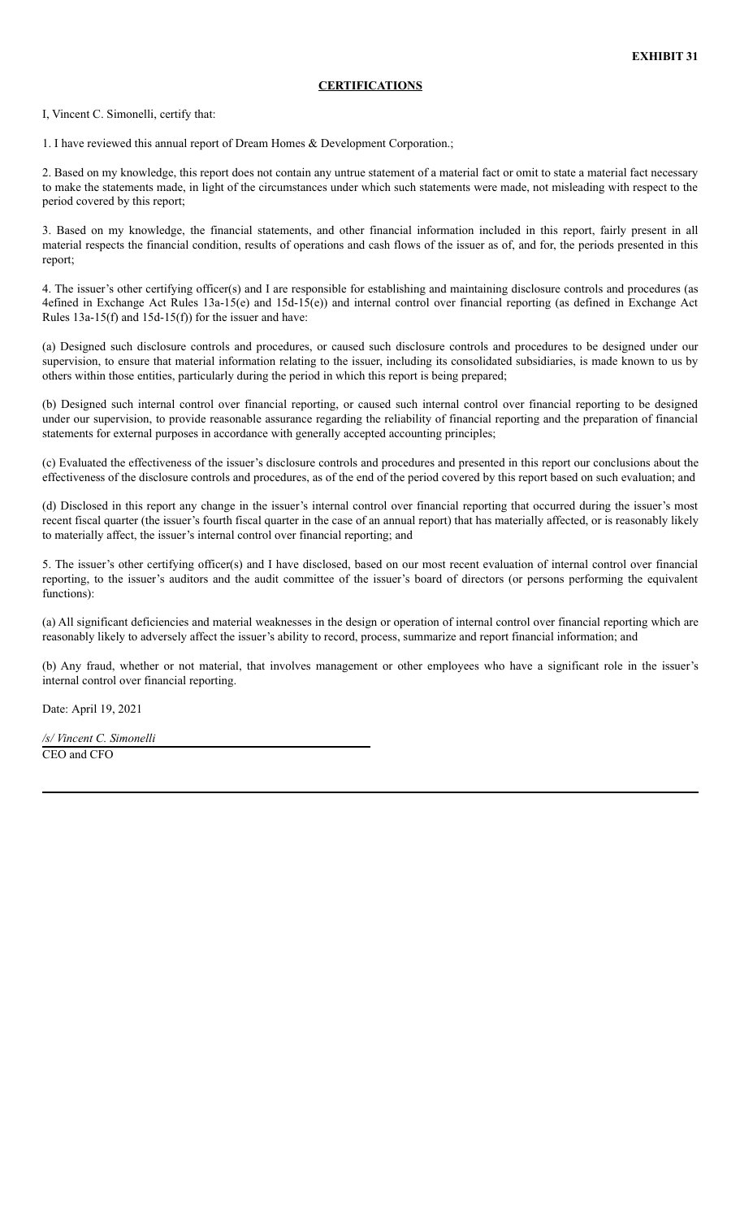**EXHIBIT 31**

**CERTIFICATIONS**

I, Vincent C. Simonelli, certify that:

1. I have reviewed this annual report of Dream Homes & Development Corporation.;

2. Based on my knowledge, this report does not contain any untrue statement of a material fact or omit to state a material fact necessary to make the statements made, in light of the circumstances under which such statements were made, not misleading with respect to the period covered by this report;

3. Based on my knowledge, the financial statements, and other financial information included in this report, fairly present in all material respects the financial condition, results of operations and cash flows of the issuer as of, and for, the periods presented in this report;

4. The issuer's other certifying officer(s) and I are responsible for establishing and maintaining disclosure controls and procedures (as 4efined in Exchange Act Rules 13a-15(e) and 15d-15(e)) and internal control over financial reporting (as defined in Exchange Act Rules 13a-15(f) and 15d-15(f)) for the issuer and have:

(a) Designed such disclosure controls and procedures, or caused such disclosure controls and procedures to be designed under our supervision, to ensure that material information relating to the issuer, including its consolidated subsidiaries, is made known to us by others within those entities, particularly during the period in which this report is being prepared;

(b) Designed such internal control over financial reporting, or caused such internal control over financial reporting to be designed under our supervision, to provide reasonable assurance regarding the reliability of financial reporting and the preparation of financial statements for external purposes in accordance with generally accepted accounting principles;

(c) Evaluated the effectiveness of the issuer's disclosure controls and procedures and presented in this report our conclusions about the effectiveness of the disclosure controls and procedures, as of the end of the period covered by this report based on such evaluation; and

(d) Disclosed in this report any change in the issuer's internal control over financial reporting that occurred during the issuer's most recent fiscal quarter (the issuer's fourth fiscal quarter in the case of an annual report) that has materially affected, or is reasonably likely to materially affect, the issuer's internal control over financial reporting; and

5. The issuer's other certifying officer(s) and I have disclosed, based on our most recent evaluation of internal control over financial reporting, to the issuer's auditors and the audit committee of the issuer's board of directors (or persons performing the equivalent functions):

(a) All significant deficiencies and material weaknesses in the design or operation of internal control over financial reporting which are reasonably likely to adversely affect the issuer's ability to record, process, summarize and report financial information; and

(b) Any fraud, whether or not material, that involves management or other employees who have a significant role in the issuer's internal control over financial reporting.

Date: April 19, 2021

*/s/ Vincent C. Simonelli*

CEO and CFO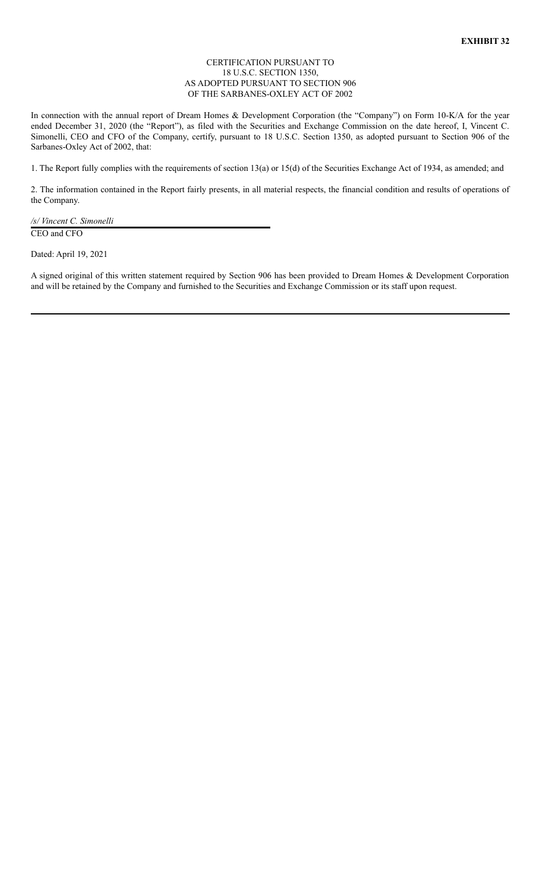**EXHIBIT 32**

CERTIFICATION PURSUANT TO
18 U.S.C. SECTION 1350,
AS ADOPTED PURSUANT TO SECTION 906
OF THE SARBANES-OXLEY ACT OF 2002

In connection with the annual report of Dream Homes & Development Corporation (the "Company") on Form 10-K/A for the year ended December 31, 2020 (the "Report"), as filed with the Securities and Exchange Commission on the date hereof, I, Vincent C. Simonelli, CEO and CFO of the Company, certify, pursuant to 18 U.S.C. Section 1350, as adopted pursuant to Section 906 of the Sarbanes-Oxley Act of 2002, that:

1. The Report fully complies with the requirements of section 13(a) or 15(d) of the Securities Exchange Act of 1934, as amended; and

2. The information contained in the Report fairly presents, in all material respects, the financial condition and results of operations of the Company.

*/s/ Vincent C. Simonelli*
CEO and CFO

Dated: April 19, 2021

A signed original of this written statement required by Section 906 has been provided to Dream Homes & Development Corporation and will be retained by the Company and furnished to the Securities and Exchange Commission or its staff upon request.